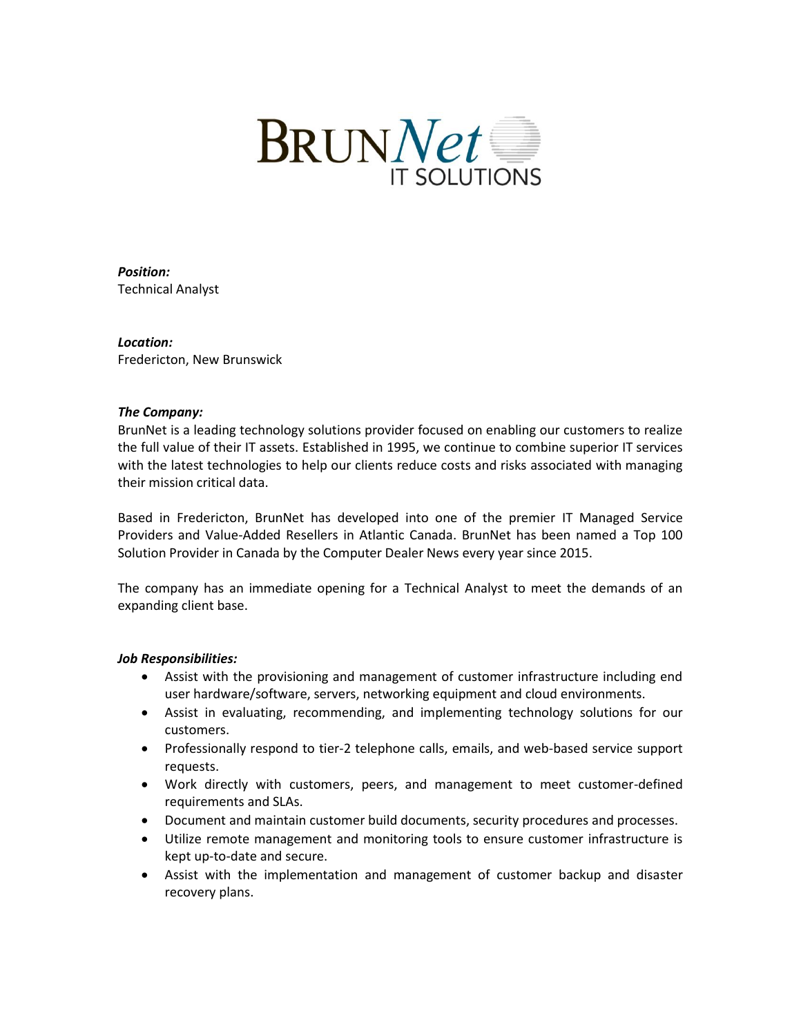BRUNNet IT SOLUTIONS

***Position:***
Technical Analyst

***Location:***
Fredericton, New Brunswick

***The Company:***
BrunNet is a leading technology solutions provider focused on enabling our customers to realize the full value of their IT assets. Established in 1995, we continue to combine superior IT services with the latest technologies to help our clients reduce costs and risks associated with managing their mission critical data.

Based in Fredericton, BrunNet has developed into one of the premier IT Managed Service Providers and Value-Added Resellers in Atlantic Canada. BrunNet has been named a Top 100 Solution Provider in Canada by the Computer Dealer News every year since 2015.

The company has an immediate opening for a Technical Analyst to meet the demands of an expanding client base.

***Job Responsibilities:***

- Assist with the provisioning and management of customer infrastructure including end user hardware/software, servers, networking equipment and cloud environments.
- Assist in evaluating, recommending, and implementing technology solutions for our customers.
- Professionally respond to tier-2 telephone calls, emails, and web-based service support requests.
- Work directly with customers, peers, and management to meet customer-defined requirements and SLAs.
- Document and maintain customer build documents, security procedures and processes.
- Utilize remote management and monitoring tools to ensure customer infrastructure is kept up-to-date and secure.
- Assist with the implementation and management of customer backup and disaster recovery plans.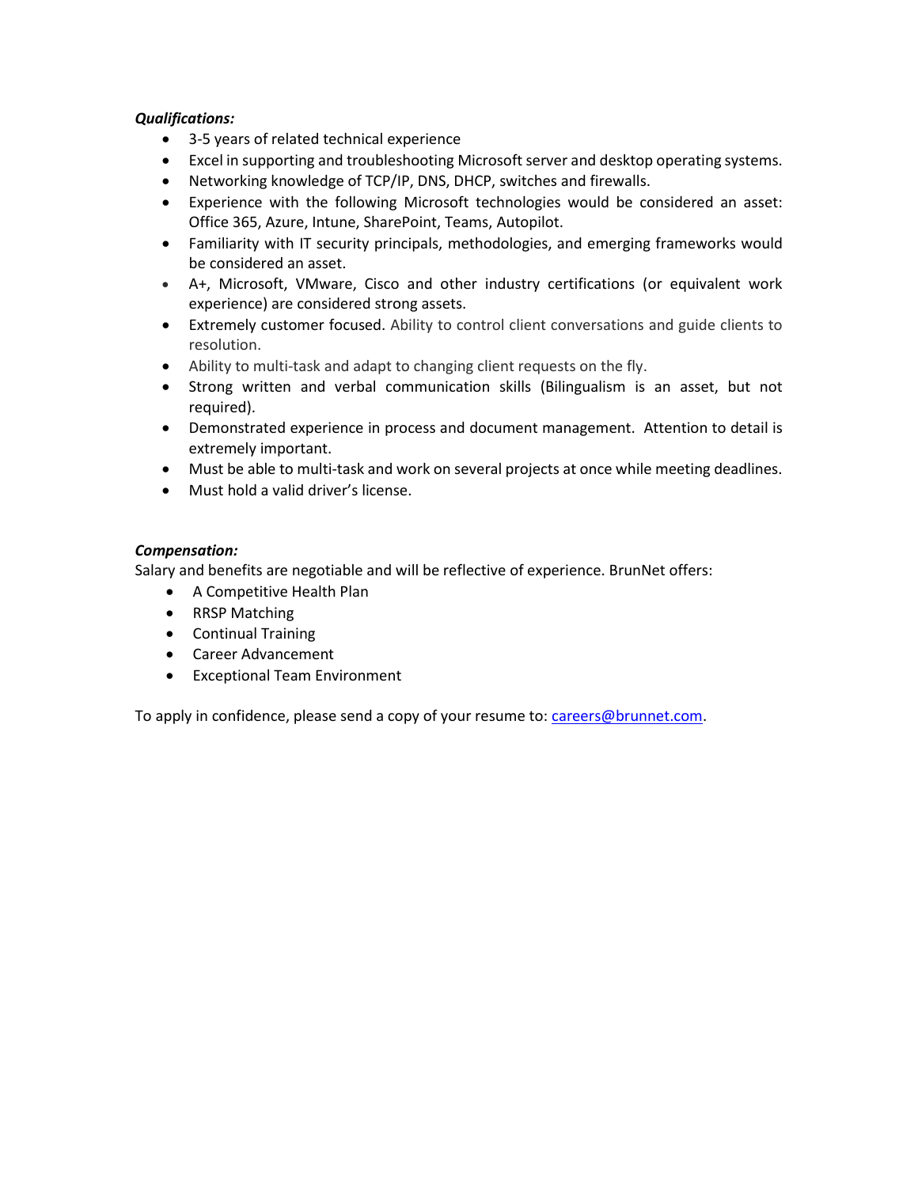***Qualifications:***

- 3-5 years of related technical experience
- Excel in supporting and troubleshooting Microsoft server and desktop operating systems.
- Networking knowledge of TCP/IP, DNS, DHCP, switches and firewalls.
- Experience with the following Microsoft technologies would be considered an asset: Office 365, Azure, Intune, SharePoint, Teams, Autopilot.
- Familiarity with IT security principals, methodologies, and emerging frameworks would be considered an asset.
- A+, Microsoft, VMware, Cisco and other industry certifications (or equivalent work experience) are considered strong assets.
- Extremely customer focused. Ability to control client conversations and guide clients to resolution.
- Ability to multi-task and adapt to changing client requests on the fly.
- Strong written and verbal communication skills (Bilingualism is an asset, but not required).
- Demonstrated experience in process and document management. Attention to detail is extremely important.
- Must be able to multi-task and work on several projects at once while meeting deadlines.
- Must hold a valid driver's license.

***Compensation:***

Salary and benefits are negotiable and will be reflective of experience. BrunNet offers:

- A Competitive Health Plan
- RRSP Matching
- Continual Training
- Career Advancement
- Exceptional Team Environment

To apply in confidence, please send a copy of your resume to: careers@brunnet.com.